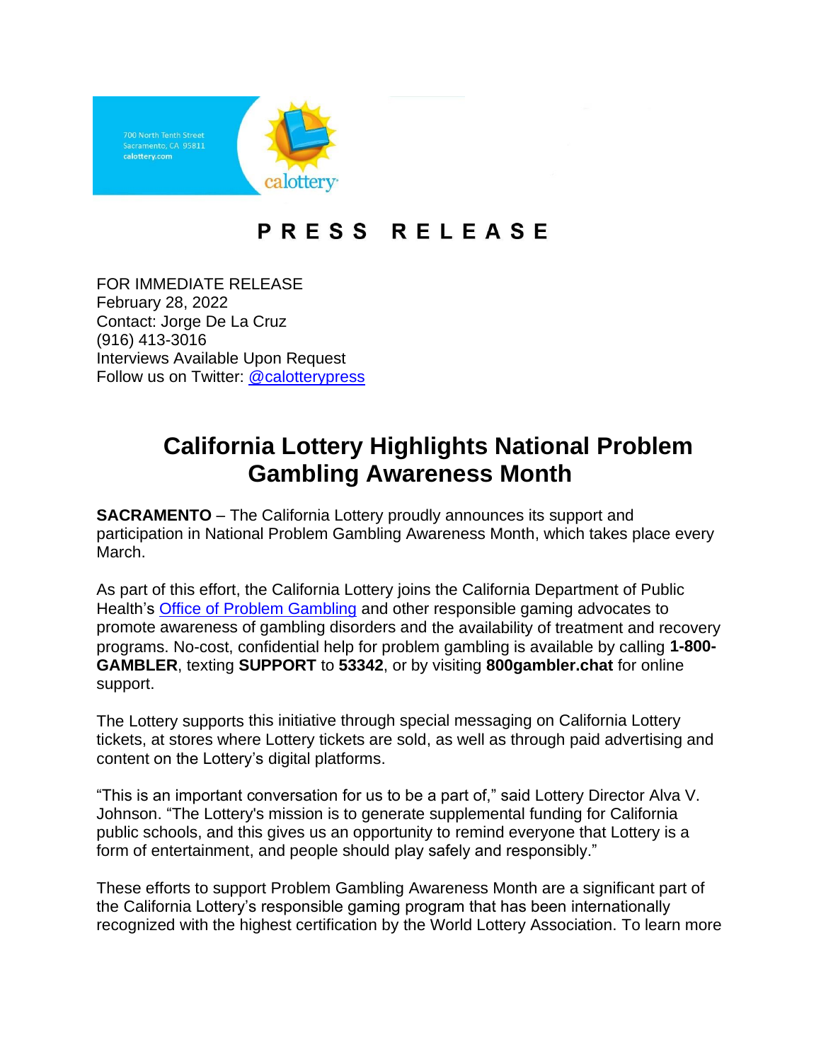700 North Tenth Street
Sacramento, CA 95811
calottery.com

calottery

# PRESS RELEASE

FOR IMMEDIATE RELEASE
February 28, 2022
Contact: Jorge De La Cruz
(916) 413-3016
Interviews Available Upon Request
Follow us on Twitter: [@calotterypress](@calotterypress)

## California Lottery Highlights National Problem Gambling Awareness Month

**SACRAMENTO** – The California Lottery proudly announces its support and participation in National Problem Gambling Awareness Month, which takes place every March.

As part of this effort, the California Lottery joins the California Department of Public Health's Office of Problem Gambling and other responsible gaming advocates to promote awareness of gambling disorders and the availability of treatment and recovery programs. No-cost, confidential help for problem gambling is available by calling **1-800-GAMBLER**, texting **SUPPORT** to **53342**, or by visiting **800gambler.chat** for online support.

The Lottery supports this initiative through special messaging on California Lottery tickets, at stores where Lottery tickets are sold, as well as through paid advertising and content on the Lottery's digital platforms.

"This is an important conversation for us to be a part of," said Lottery Director Alva V. Johnson. "The Lottery's mission is to generate supplemental funding for California public schools, and this gives us an opportunity to remind everyone that Lottery is a form of entertainment, and people should play safely and responsibly."

These efforts to support Problem Gambling Awareness Month are a significant part of the California Lottery's responsible gaming program that has been internationally recognized with the highest certification by the World Lottery Association. To learn more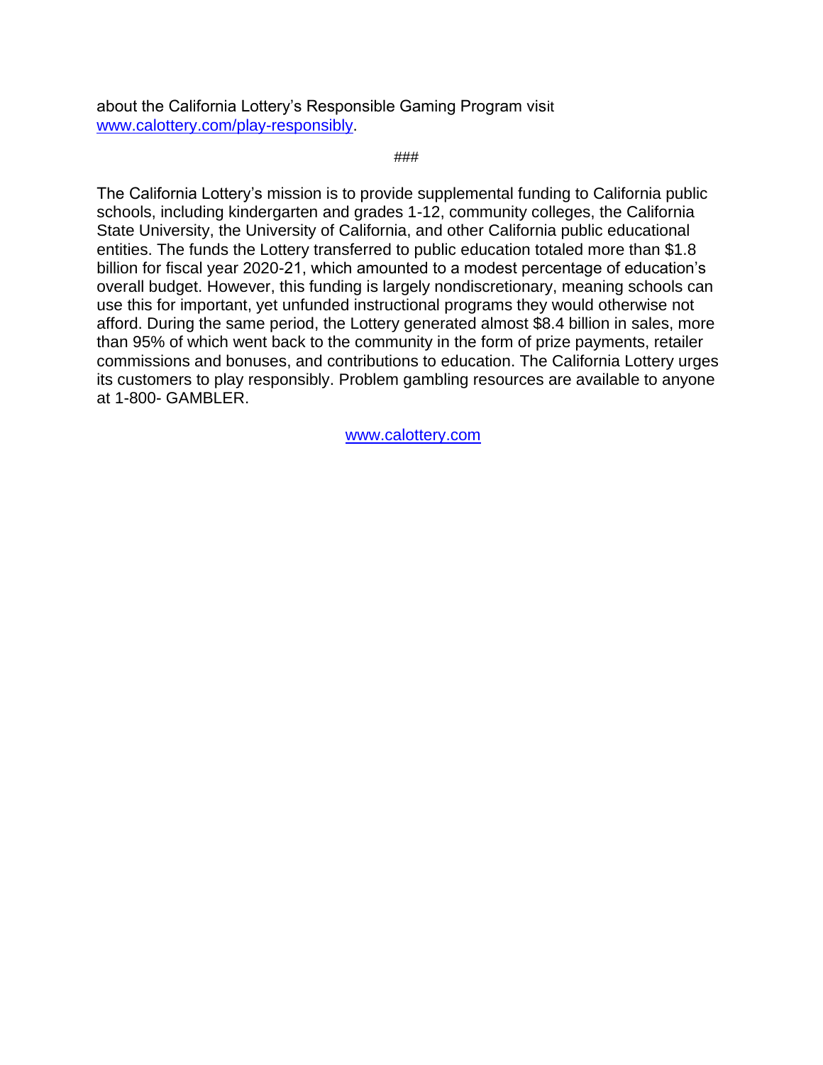about the California Lottery's Responsible Gaming Program visit www.calottery.com/play-responsibly.

###

The California Lottery's mission is to provide supplemental funding to California public schools, including kindergarten and grades 1-12, community colleges, the California State University, the University of California, and other California public educational entities. The funds the Lottery transferred to public education totaled more than $1.8 billion for fiscal year 2020-21, which amounted to a modest percentage of education's overall budget. However, this funding is largely nondiscretionary, meaning schools can use this for important, yet unfunded instructional programs they would otherwise not afford. During the same period, the Lottery generated almost $8.4 billion in sales, more than 95% of which went back to the community in the form of prize payments, retailer commissions and bonuses, and contributions to education. The California Lottery urges its customers to play responsibly. Problem gambling resources are available to anyone at 1-800- GAMBLER.

www.calottery.com